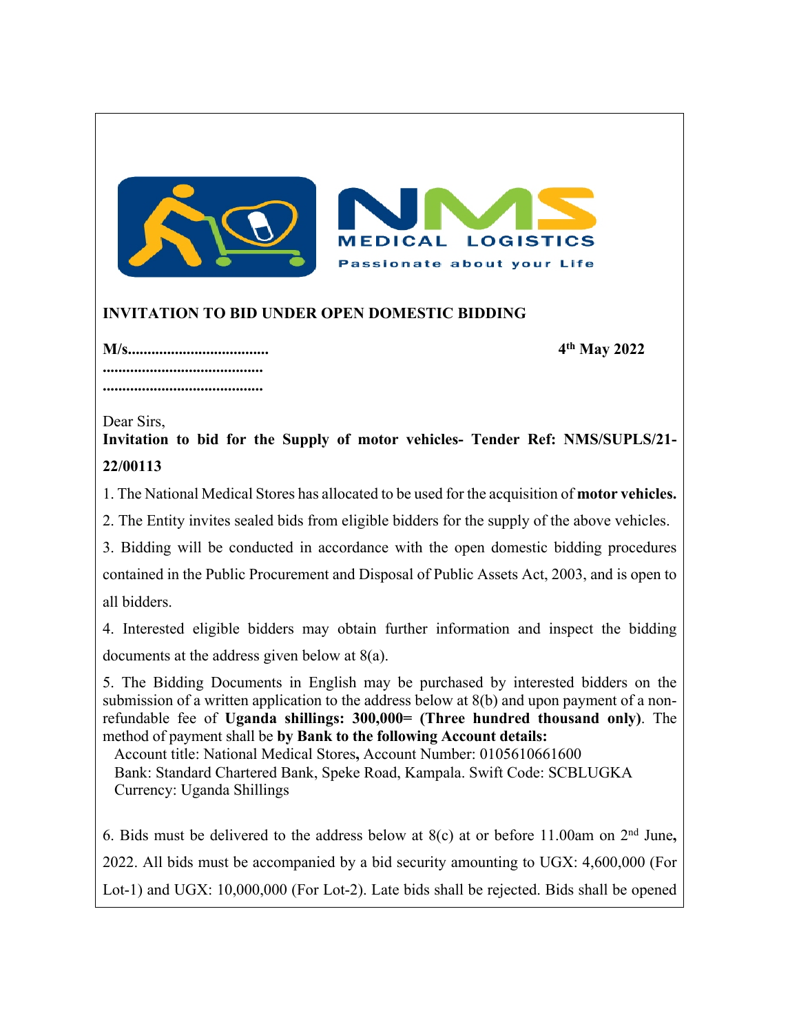NMS MEDICAL LOGISTICS
Passionate about your Life

**INVITATION TO BID UNDER OPEN DOMESTIC BIDDING**

**M/s....................................** **4th May 2022**
**.........................................**
**.........................................**

Dear Sirs,

**Invitation to bid for the Supply of motor vehicles- Tender Ref: NMS/SUPLS/21-22/00113**

1. The National Medical Stores has allocated to be used for the acquisition of **motor vehicles.**
2. The Entity invites sealed bids from eligible bidders for the supply of the above vehicles.
3. Bidding will be conducted in accordance with the open domestic bidding procedures contained in the Public Procurement and Disposal of Public Assets Act, 2003, and is open to all bidders.
4. Interested eligible bidders may obtain further information and inspect the bidding documents at the address given below at 8(a).
5. The Bidding Documents in English may be purchased by interested bidders on the submission of a written application to the address below at 8(b) and upon payment of a non-refundable fee of **Uganda shillings: 300,000= (Three hundred thousand only)**. The method of payment shall be **by Bank to the following Account details:**
   Account title: National Medical Stores**,** Account Number: 0105610661600
   Bank: Standard Chartered Bank, Speke Road, Kampala. Swift Code: SCBLUGKA
   Currency: Uganda Shillings
6. Bids must be delivered to the address below at 8(c) at or before 11.00am on 2nd June**,** 2022. All bids must be accompanied by a bid security amounting to UGX: 4,600,000 (For Lot-1) and UGX: 10,000,000 (For Lot-2). Late bids shall be rejected. Bids shall be opened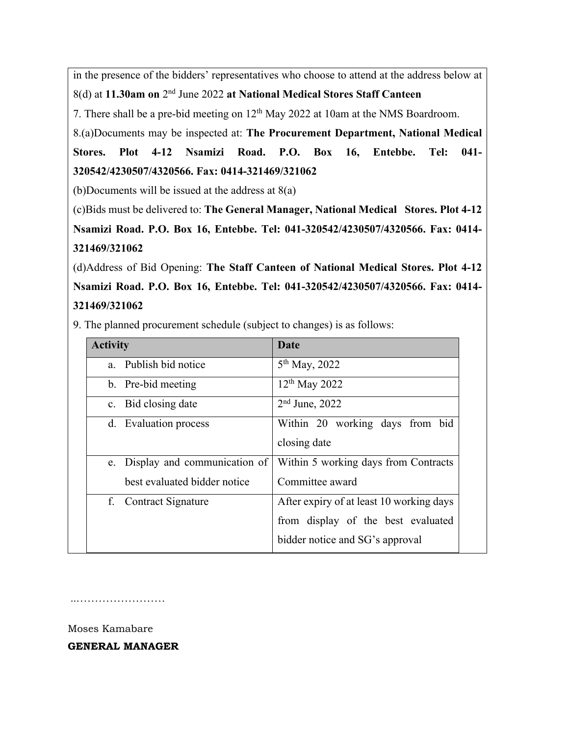in the presence of the bidders' representatives who choose to attend at the address below at 8(d) at **11.30am on** 2nd June 2022 **at National Medical Stores Staff Canteen**

7. There shall be a pre-bid meeting on 12th May 2022 at 10am at the NMS Boardroom.

8.(a)Documents may be inspected at: **The Procurement Department, National Medical Stores. Plot 4-12 Nsamizi Road. P.O. Box 16, Entebbe. Tel: 041-320542/4230507/4320566. Fax: 0414-321469/321062**

(b)Documents will be issued at the address at 8(a)

(c)Bids must be delivered to: **The General Manager, National Medical Stores. Plot 4-12 Nsamizi Road. P.O. Box 16, Entebbe. Tel: 041-320542/4230507/4320566. Fax: 0414-321469/321062**

(d)Address of Bid Opening: **The Staff Canteen of National Medical Stores. Plot 4-12 Nsamizi Road. P.O. Box 16, Entebbe. Tel: 041-320542/4230507/4320566. Fax: 0414-321469/321062**

9. The planned procurement schedule (subject to changes) is as follows:

| Activity | Date |
|---|---|
| a. Publish bid notice | 5th May, 2022 |
| b. Pre-bid meeting | 12th May 2022 |
| c. Bid closing date | 2nd June, 2022 |
| d. Evaluation process | Within 20 working days from bid closing date |
| e. Display and communication of best evaluated bidder notice | Within 5 working days from Contracts Committee award |
| f. Contract Signature | After expiry of at least 10 working days from display of the best evaluated bidder notice and SG's approval |

..……………………

Moses Kamabare

**GENERAL MANAGER**